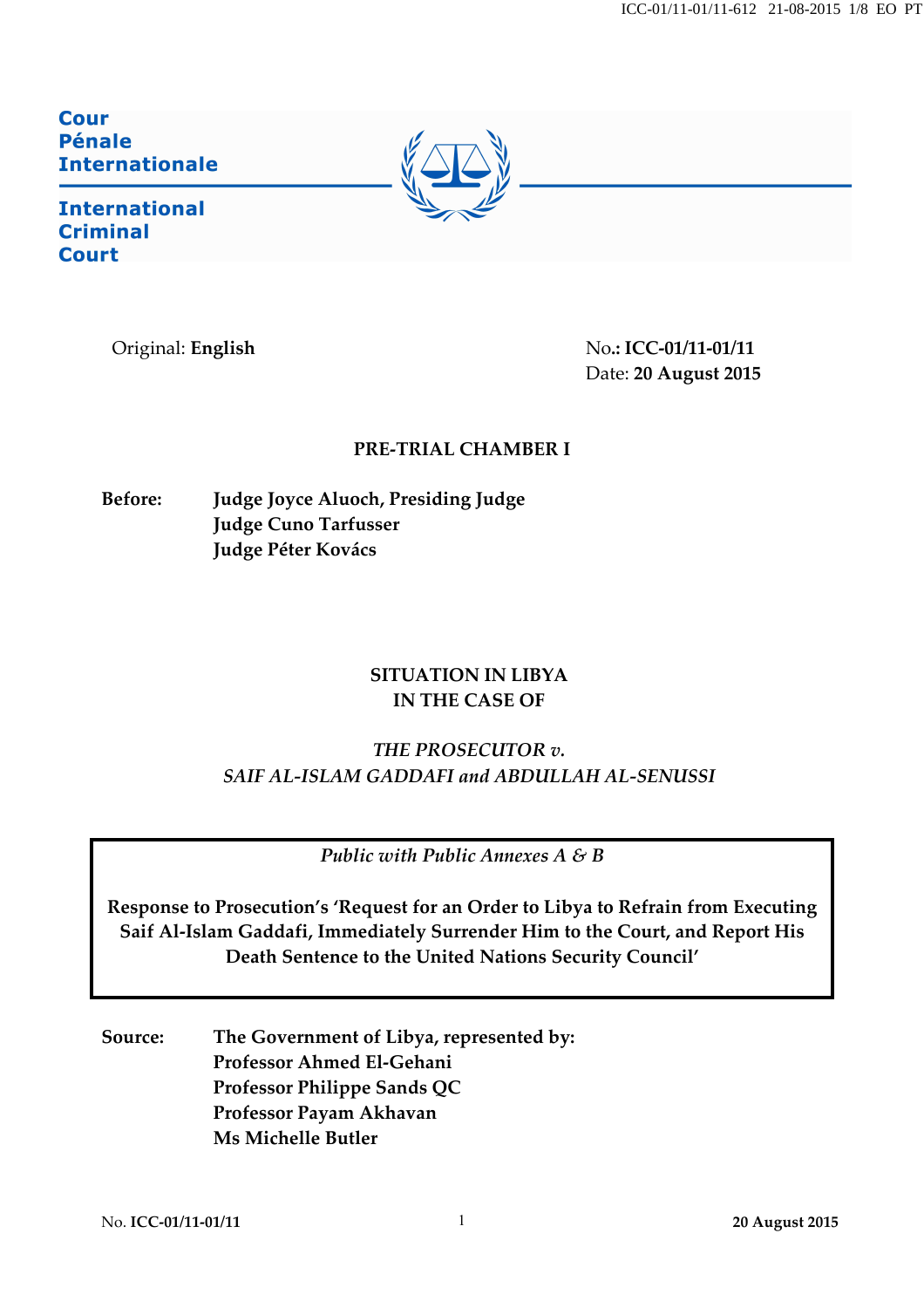**Cour Pénale Internationale**

**International Criminal Court**

Original: **English**

No.**: ICC-01/11-01/11**
Date: **20 August 2015**

**PRE-TRIAL CHAMBER I**

**Before:** **Judge Joyce Aluoch, Presiding Judge**
**Judge Cuno Tarfusser**
**Judge Péter Kovács**

**SITUATION IN LIBYA**
**IN THE CASE OF**

***THE PROSECUTOR v.***
***SAIF AL-ISLAM GADDAFI and ABDULLAH AL-SENUSSI***

*Public with Public Annexes A & B*

**Response to Prosecution's 'Request for an Order to Libya to Refrain from Executing Saif Al-Islam Gaddafi, Immediately Surrender Him to the Court, and Report His Death Sentence to the United Nations Security Council'**

**Source:** **The Government of Libya, represented by:**
**Professor Ahmed El-Gehani**
**Professor Philippe Sands QC**
**Professor Payam Akhavan**
**Ms Michelle Butler**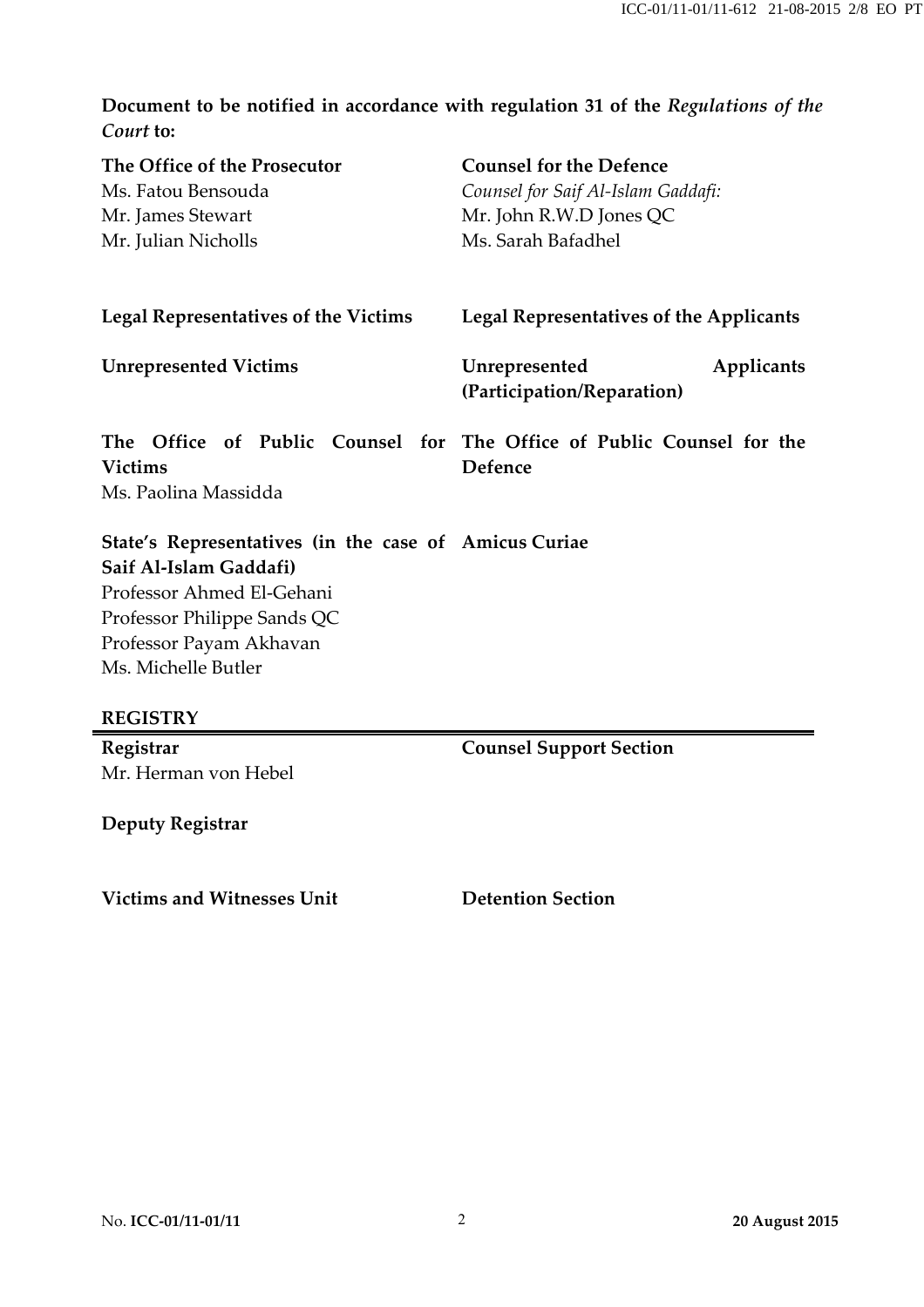**Document to be notified in accordance with regulation 31 of the *Regulations of the Court* to:**

**The Office of the Prosecutor**
Ms. Fatou Bensouda
Mr. James Stewart
Mr. Julian Nicholls

**Counsel for the Defence**
*Counsel for Saif Al-Islam Gaddafi:*
Mr. John R.W.D Jones QC
Ms. Sarah Bafadhel

**Legal Representatives of the Victims**

**Legal Representatives of the Applicants**

**Unrepresented Victims**

**Unrepresented Applicants (Participation/Reparation)**

**The Office of Public Counsel for Victims**
Ms. Paolina Massidda

**The Office of Public Counsel for the Defence**

**State's Representatives (in the case of Saif Al-Islam Gaddafi)**
Professor Ahmed El-Gehani
Professor Philippe Sands QC
Professor Payam Akhavan
Ms. Michelle Butler

**Amicus Curiae**

**REGISTRY**

**Registrar**
Mr. Herman von Hebel

**Counsel Support Section**

**Deputy Registrar**

**Victims and Witnesses Unit**

**Detention Section**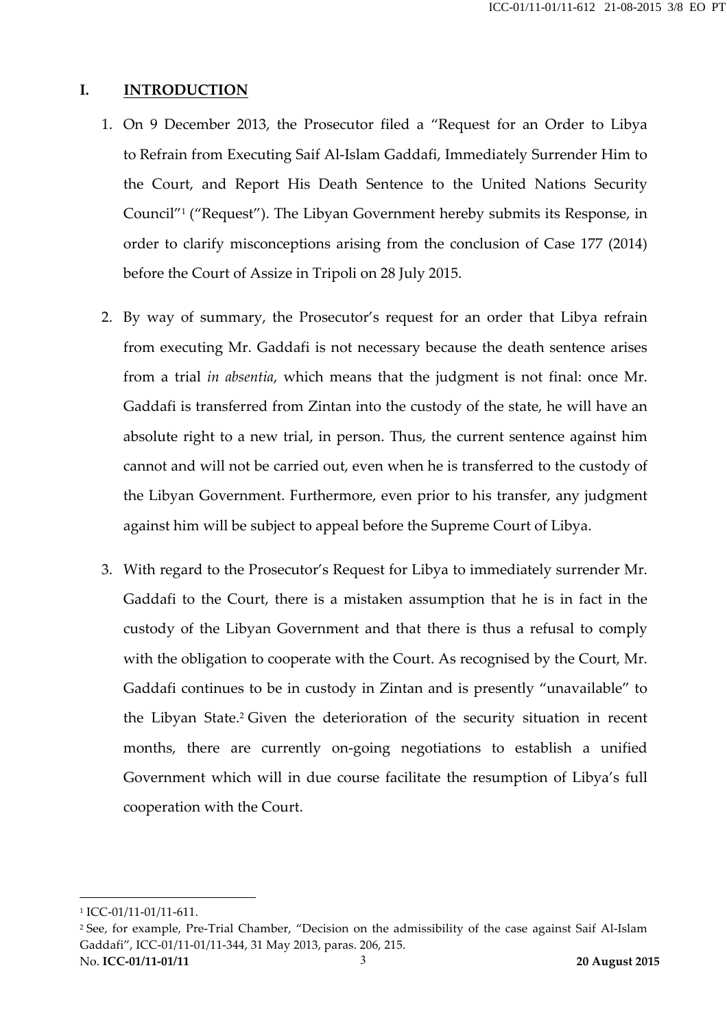## I. INTRODUCTION

1. On 9 December 2013, the Prosecutor filed a "Request for an Order to Libya to Refrain from Executing Saif Al-Islam Gaddafi, Immediately Surrender Him to the Court, and Report His Death Sentence to the United Nations Security Council"[1] ("Request"). The Libyan Government hereby submits its Response, in order to clarify misconceptions arising from the conclusion of Case 177 (2014) before the Court of Assize in Tripoli on 28 July 2015.

2. By way of summary, the Prosecutor's request for an order that Libya refrain from executing Mr. Gaddafi is not necessary because the death sentence arises from a trial *in absentia*, which means that the judgment is not final: once Mr. Gaddafi is transferred from Zintan into the custody of the state, he will have an absolute right to a new trial, in person. Thus, the current sentence against him cannot and will not be carried out, even when he is transferred to the custody of the Libyan Government. Furthermore, even prior to his transfer, any judgment against him will be subject to appeal before the Supreme Court of Libya.

3. With regard to the Prosecutor's Request for Libya to immediately surrender Mr. Gaddafi to the Court, there is a mistaken assumption that he is in fact in the custody of the Libyan Government and that there is thus a refusal to comply with the obligation to cooperate with the Court. As recognised by the Court, Mr. Gaddafi continues to be in custody in Zintan and is presently "unavailable" to the Libyan State.[2] Given the deterioration of the security situation in recent months, there are currently on-going negotiations to establish a unified Government which will in due course facilitate the resumption of Libya's full cooperation with the Court.

---

[1] ICC-01/11-01/11-611.

[2] See, for example, Pre-Trial Chamber, "Decision on the admissibility of the case against Saif Al-Islam Gaddafi", ICC-01/11-01/11-344, 31 May 2013, paras. 206, 215.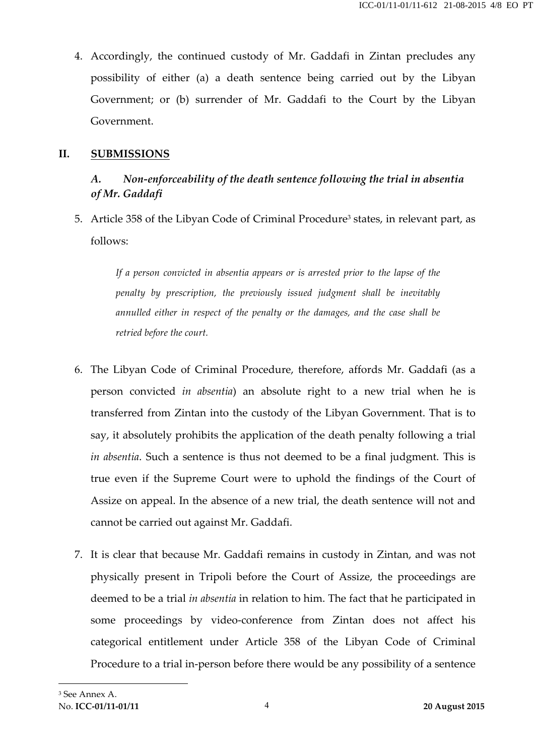4. Accordingly, the continued custody of Mr. Gaddafi in Zintan precludes any possibility of either (a) a death sentence being carried out by the Libyan Government; or (b) surrender of Mr. Gaddafi to the Court by the Libyan Government.

## II. SUBMISSIONS

### *A. Non-enforceability of the death sentence following the trial in absentia of Mr. Gaddafi*

5. Article 358 of the Libyan Code of Criminal Procedure[3] states, in relevant part, as follows:

> *If a person convicted in absentia appears or is arrested prior to the lapse of the penalty by prescription, the previously issued judgment shall be inevitably annulled either in respect of the penalty or the damages, and the case shall be retried before the court.*

6. The Libyan Code of Criminal Procedure, therefore, affords Mr. Gaddafi (as a person convicted *in absentia*) an absolute right to a new trial when he is transferred from Zintan into the custody of the Libyan Government. That is to say, it absolutely prohibits the application of the death penalty following a trial *in absentia*. Such a sentence is thus not deemed to be a final judgment. This is true even if the Supreme Court were to uphold the findings of the Court of Assize on appeal. In the absence of a new trial, the death sentence will not and cannot be carried out against Mr. Gaddafi.

7. It is clear that because Mr. Gaddafi remains in custody in Zintan, and was not physically present in Tripoli before the Court of Assize, the proceedings are deemed to be a trial *in absentia* in relation to him. The fact that he participated in some proceedings by video-conference from Zintan does not affect his categorical entitlement under Article 358 of the Libyan Code of Criminal Procedure to a trial in-person before there would be any possibility of a sentence

[3] See Annex A.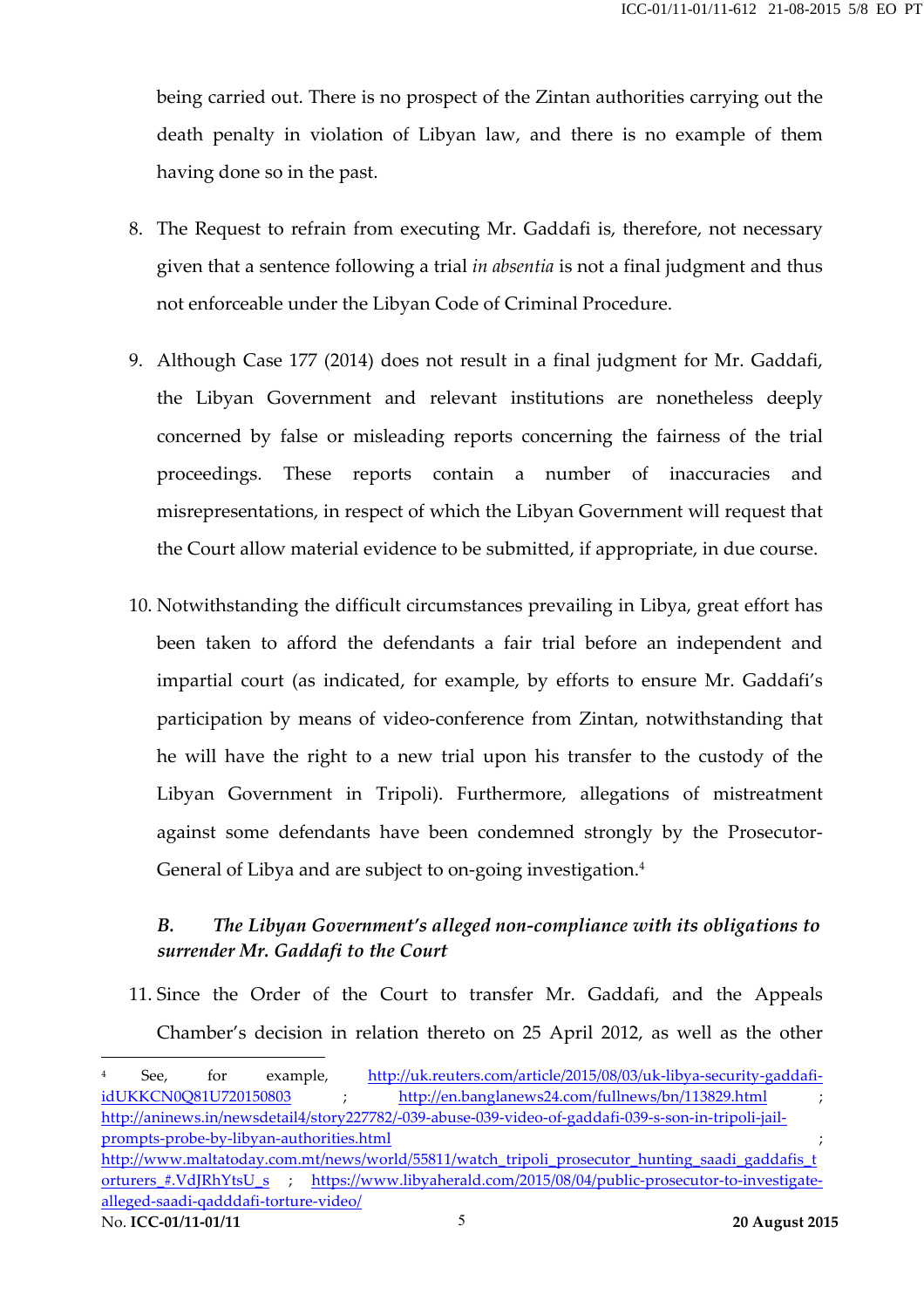being carried out. There is no prospect of the Zintan authorities carrying out the death penalty in violation of Libyan law, and there is no example of them having done so in the past.

8. The Request to refrain from executing Mr. Gaddafi is, therefore, not necessary given that a sentence following a trial *in absentia* is not a final judgment and thus not enforceable under the Libyan Code of Criminal Procedure.

9. Although Case 177 (2014) does not result in a final judgment for Mr. Gaddafi, the Libyan Government and relevant institutions are nonetheless deeply concerned by false or misleading reports concerning the fairness of the trial proceedings. These reports contain a number of inaccuracies and misrepresentations, in respect of which the Libyan Government will request that the Court allow material evidence to be submitted, if appropriate, in due course.

10. Notwithstanding the difficult circumstances prevailing in Libya, great effort has been taken to afford the defendants a fair trial before an independent and impartial court (as indicated, for example, by efforts to ensure Mr. Gaddafi's participation by means of video-conference from Zintan, notwithstanding that he will have the right to a new trial upon his transfer to the custody of the Libyan Government in Tripoli). Furthermore, allegations of mistreatment against some defendants have been condemned strongly by the Prosecutor-General of Libya and are subject to on-going investigation.[4]

### B. *The Libyan Government's alleged non-compliance with its obligations to surrender Mr. Gaddafi to the Court*

11. Since the Order of the Court to transfer Mr. Gaddafi, and the Appeals Chamber's decision in relation thereto on 25 April 2012, as well as the other

---

[4] See, for example, http://uk.reuters.com/article/2015/08/03/uk-libya-security-gaddafi-idUKKCN0Q81U720150803 ; http://en.banglanews24.com/fullnews/bn/113829.html ; http://aninews.in/newsdetail4/story227782/-039-abuse-039-video-of-gaddafi-039-s-son-in-tripoli-jail-prompts-probe-by-libyan-authorities.html ; http://www.maltatoday.com.mt/news/world/55811/watch_tripoli_prosecutor_hunting_saadi_gaddafis_torturers_#.VdJRhYtsU_s ; https://www.libyaherald.com/2015/08/04/public-prosecutor-to-investigate-alleged-saadi-qadddafi-torture-video/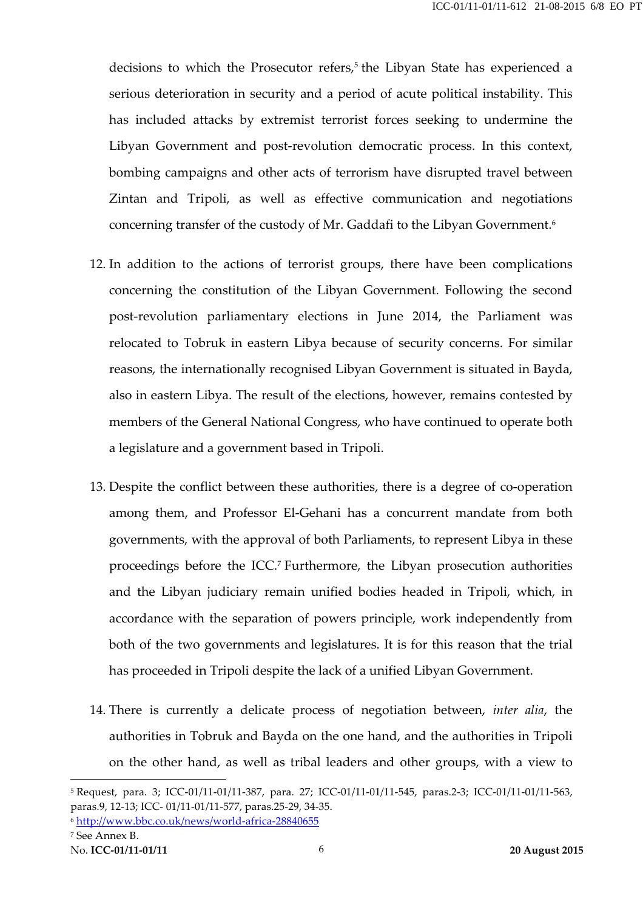decisions to which the Prosecutor refers,[5] the Libyan State has experienced a serious deterioration in security and a period of acute political instability. This has included attacks by extremist terrorist forces seeking to undermine the Libyan Government and post-revolution democratic process. In this context, bombing campaigns and other acts of terrorism have disrupted travel between Zintan and Tripoli, as well as effective communication and negotiations concerning transfer of the custody of Mr. Gaddafi to the Libyan Government.[6]

12. In addition to the actions of terrorist groups, there have been complications concerning the constitution of the Libyan Government. Following the second post-revolution parliamentary elections in June 2014, the Parliament was relocated to Tobruk in eastern Libya because of security concerns. For similar reasons, the internationally recognised Libyan Government is situated in Bayda, also in eastern Libya. The result of the elections, however, remains contested by members of the General National Congress, who have continued to operate both a legislature and a government based in Tripoli.

13. Despite the conflict between these authorities, there is a degree of co-operation among them, and Professor El-Gehani has a concurrent mandate from both governments, with the approval of both Parliaments, to represent Libya in these proceedings before the ICC.[7] Furthermore, the Libyan prosecution authorities and the Libyan judiciary remain unified bodies headed in Tripoli, which, in accordance with the separation of powers principle, work independently from both of the two governments and legislatures. It is for this reason that the trial has proceeded in Tripoli despite the lack of a unified Libyan Government.

14. There is currently a delicate process of negotiation between, *inter alia*, the authorities in Tobruk and Bayda on the one hand, and the authorities in Tripoli on the other hand, as well as tribal leaders and other groups, with a view to

---

[5] Request, para. 3; ICC-01/11-01/11-387, para. 27; ICC-01/11-01/11-545, paras.2-3; ICC-01/11-01/11-563, paras.9, 12-13; ICC- 01/11-01/11-577, paras.25-29, 34-35.

[6] http://www.bbc.co.uk/news/world-africa-28840655

[7] See Annex B.

No. **ICC-01/11-01/11** **20 August 2015**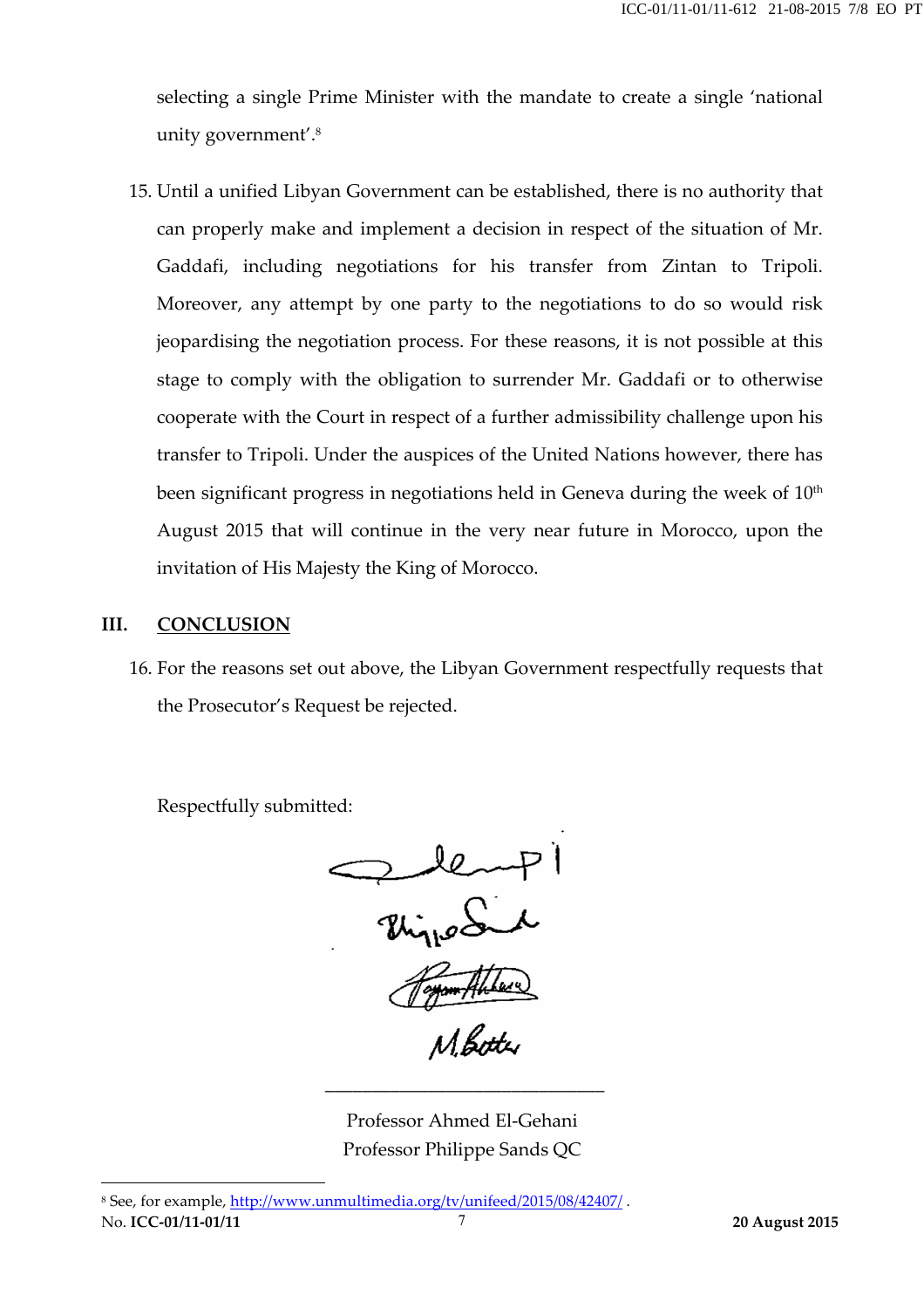selecting a single Prime Minister with the mandate to create a single 'national unity government'.[8]

15. Until a unified Libyan Government can be established, there is no authority that can properly make and implement a decision in respect of the situation of Mr. Gaddafi, including negotiations for his transfer from Zintan to Tripoli. Moreover, any attempt by one party to the negotiations to do so would risk jeopardising the negotiation process. For these reasons, it is not possible at this stage to comply with the obligation to surrender Mr. Gaddafi or to otherwise cooperate with the Court in respect of a further admissibility challenge upon his transfer to Tripoli. Under the auspices of the United Nations however, there has been significant progress in negotiations held in Geneva during the week of 10th August 2015 that will continue in the very near future in Morocco, upon the invitation of His Majesty the King of Morocco.

## III. CONCLUSION

16. For the reasons set out above, the Libyan Government respectfully requests that the Prosecutor's Request be rejected.

Respectfully submitted:

Professor Ahmed El-Gehani
Professor Philippe Sands QC

[8] See, for example, http://www.unmultimedia.org/tv/unifeed/2015/08/42407/ .

No. **ICC-01/11-01/11** **20 August 2015**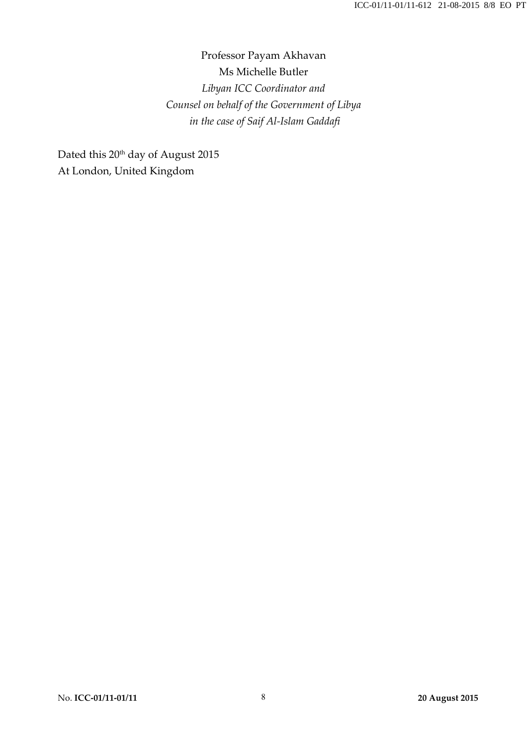Professor Payam Akhavan

Ms Michelle Butler

*Libyan ICC Coordinator and*

*Counsel on behalf of the Government of Libya*

*in the case of Saif Al-Islam Gaddafi*

Dated this 20th day of August 2015

At London, United Kingdom